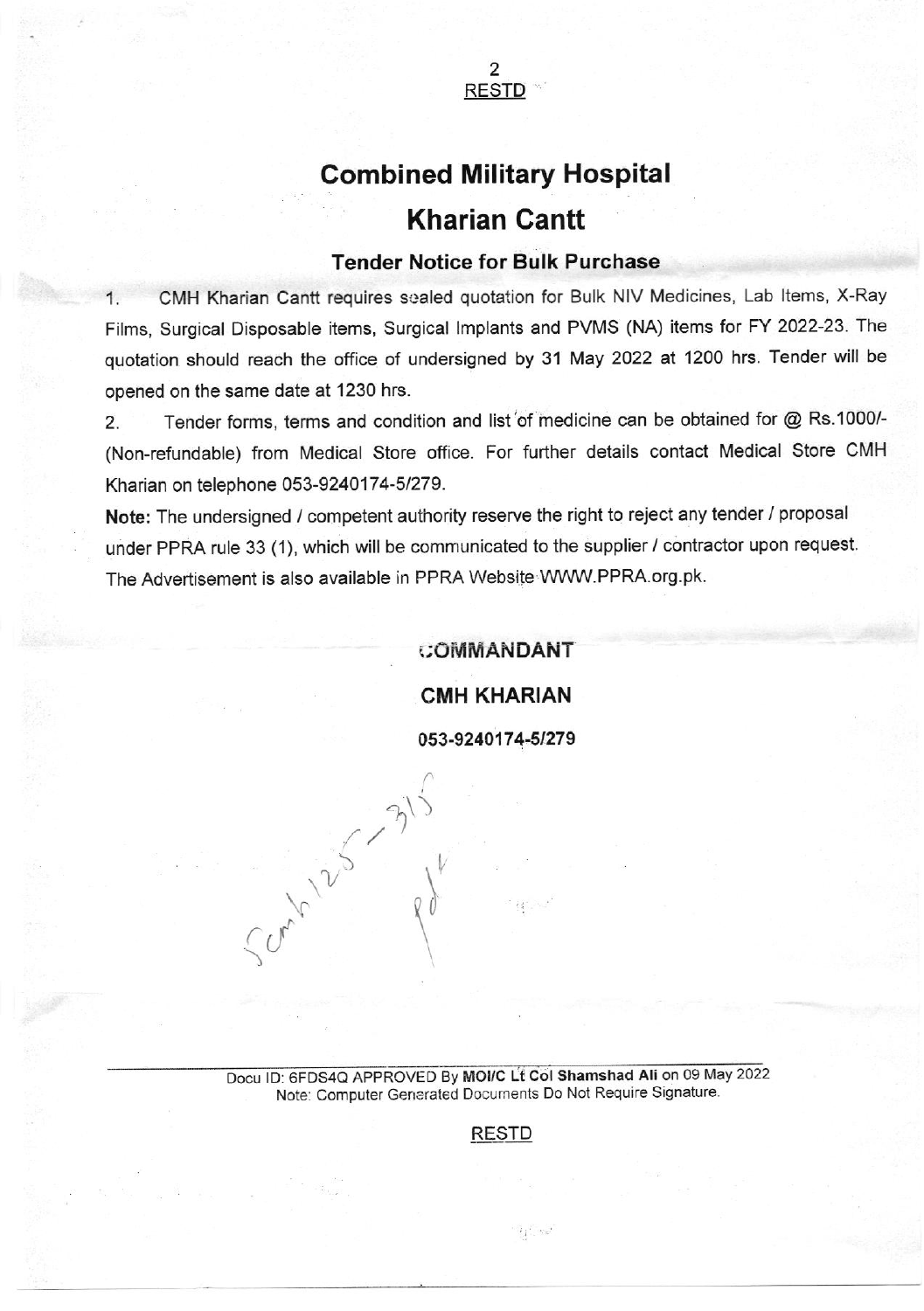RESTD

# Combined Military Hospital

# Kharian Cantt

### Tender Notice for Bulk Purchase

1. CMH Kharian Cantt requires sealed quotation for Bulk NIV Medicines, Lab Items, X-Ray Films, Surgical Disposable items, Surgical Implants and PVMS (NA) items for FY 2022-23. The quotation should reach the office of undersigned by 31 May 2022 at 1200 hrs. Tender will be opened on the same date at 1230 hrs.

2. Tender forms, terms and condition and list of medicine can be obtained for @ Rs.1000/- (Non-refundable) from Medical Store office. For further details contact Medical Store CMH Kharian on telephone 053-9240174-5/279.

**Note:** The undersigned / competent authority reserve the right to reject any tender / proposal under PPRA rule 33 (1), which will be communicated to the supplier / contractor upon request. The Advertisement is also available in PPRA Website WWW.PPRA.org.pk.

**COMMANDANT**

**CMH KHARIAN**

**053-9240174-5/279**

Docu ID: 6FDS4Q APPROVED By **MOI/C Lt Col Shamshad Ali** on 09 May 2022
Note: Computer Generated Documents Do Not Require Signature.

RESTD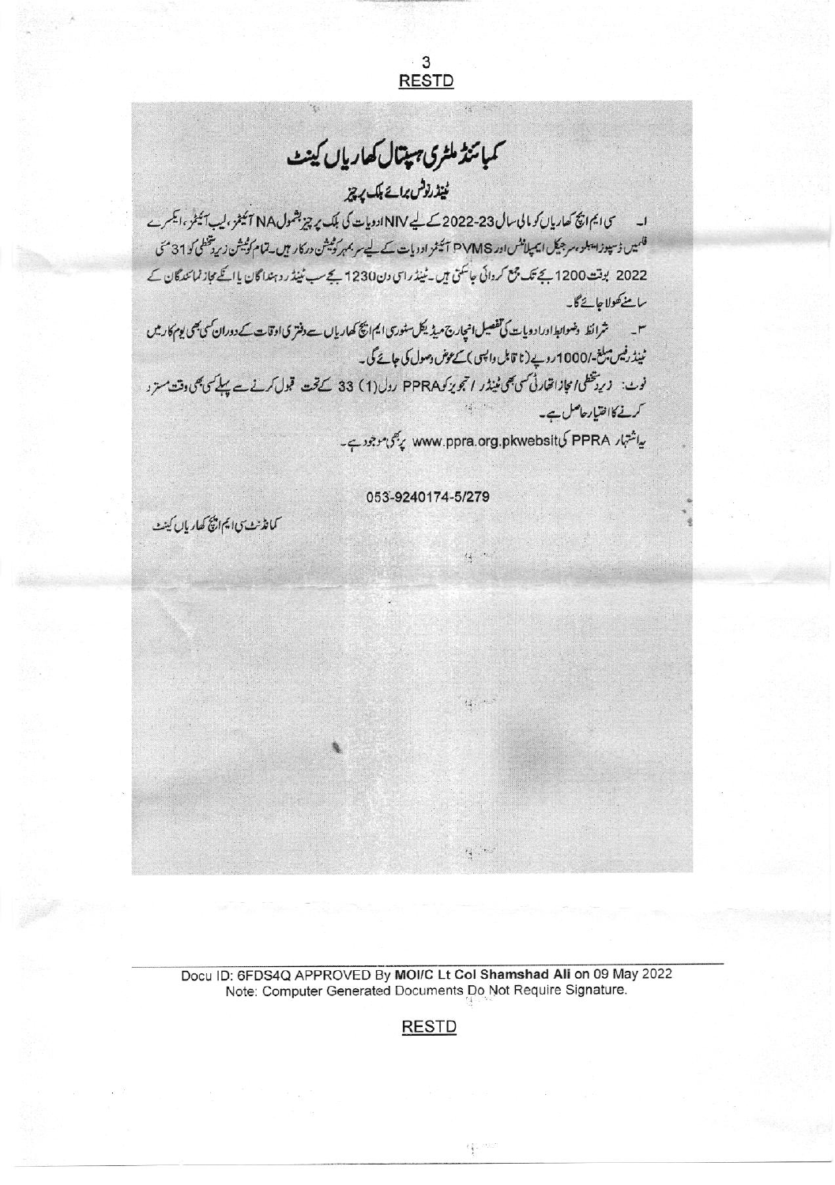RESTD

# کمبائنڈ ملٹری ہسپتال کھاریاں کینٹ

## ٹینڈر نوٹس برائے بلک پرچیز

۱۔ سی ایم ایچ کھاریاں کو مالی سال 23-2022 کے لیے NIV ادویات کی بلک پرچیز بشمول NA آئیٹمز، لیب آئیٹمز، ایکسرے فلمیں، ڈسپوزایبلز، سرجیکل امپلانٹس اور PVMS آئیٹمز ادویات کے لیے سربمہر کوٹیشن درکار ہیں۔ تمام کوٹیشن زیر دستخطی کو 31 مئی 2022 بوقت 1200 بجے تک جمع کروائی جا سکتی ہیں۔ ٹینڈر اسی دن 1230 بجے سب ٹینڈر دہندگان یا انکے مجاز نمائندگان کے سامنے کھولا جائے گا۔

۲۔ شرائط وضوابط اور ادویات کی تفصیل انچارج میڈیکل سٹور سی ایم ایچ کھاریاں سے دفتری اوقات کے دوران کسی بھی یوم کار میں ٹینڈر فیس مبلغ -/1000 روپے (نا قابل واپسی) کے عوض وصول کی جائے گی۔

نوٹ: زیر دستخطی / مجاز اتھارٹی کسی بھی ٹینڈر / تجویز کو PPRA رول (1) 33 کے تحت قبول کرنے سے پہلے کسی بھی وقت مسترد کرنے کا اختیار حاصل ہے۔

یہ اشتہار PPRA کی website www.ppra.org.pk پر بھی موجود ہے۔

053-9240174-5/279

کمانڈنٹ سی ایم ایچ کھاریاں کینٹ

Docu ID: 6FDS4Q APPROVED By MOI/C Lt Col Shamshad Ali on 09 May 2022
Note: Computer Generated Documents Do Not Require Signature.

RESTD